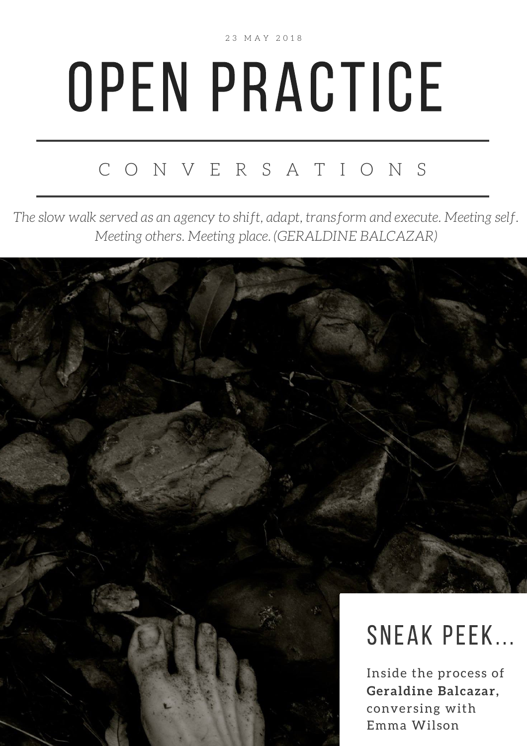23 MAY 2018

# OPEN PRACTICE

## CONVERSATIONS

*The slow walk served as an agency to shift, adapt, transform and execute. Meeting self. Meeting others. Meeting place. (GERALDINE BALCAZAR)*

## SNEAK PEEK...

Inside the process of **Geraldine Balcazar,** conversing with Emma Wilson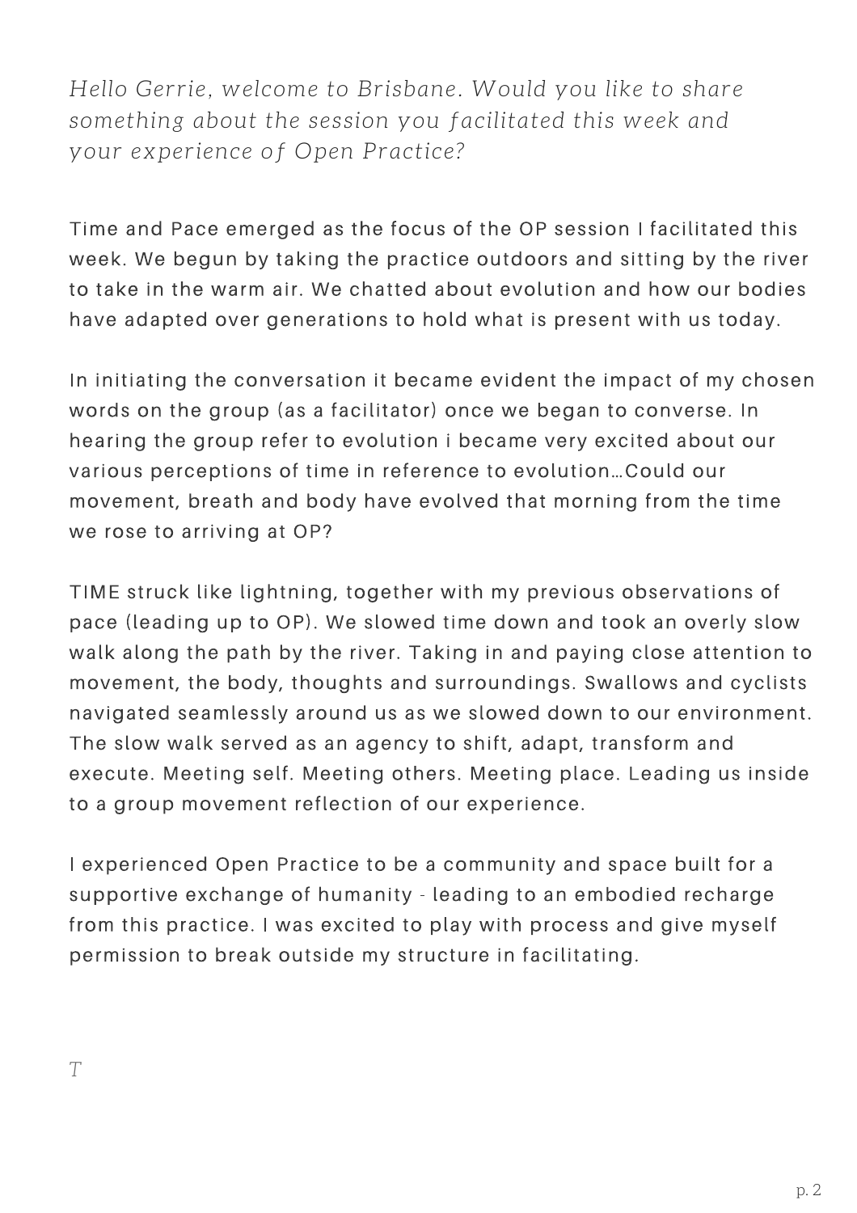*Hello Gerrie, welcome to Brisbane. Would you like to share something about the session you facilitated this week and your experience of Open Practice?*

Time and Pace emerged as the focus of the OP session I facilitated this week. We begun by taking the practice outdoors and sitting by the river to take in the warm air. We chatted about evolution and how our bodies have adapted over generations to hold what is present with us today.

In initiating the conversation it became evident the impact of my chosen words on the group (as a facilitator) once we began to converse. In hearing the group refer to evolution i became very excited about our various perceptions of time in reference to evolution…Could our movement, breath and body have evolved that morning from the time we rose to arriving at OP?

TIME struck like lightning, together with my previous observations of pace (leading up to OP). We slowed time down and took an overly slow walk along the path by the river. Taking in and paying close attention to movement, the body, thoughts and surroundings. Swallows and cyclists navigated seamlessly around us as we slowed down to our environment. The slow walk served as an agency to shift, adapt, transform and execute. Meeting self. Meeting others. Meeting place. Leading us inside to a group movement reflection of our experience.

I experienced Open Practice to be a community and space built for a supportive exchange of humanity - leading to an embodied recharge from this practice. I was excited to play with process and give myself permission to break outside my structure in facilitating.

*T*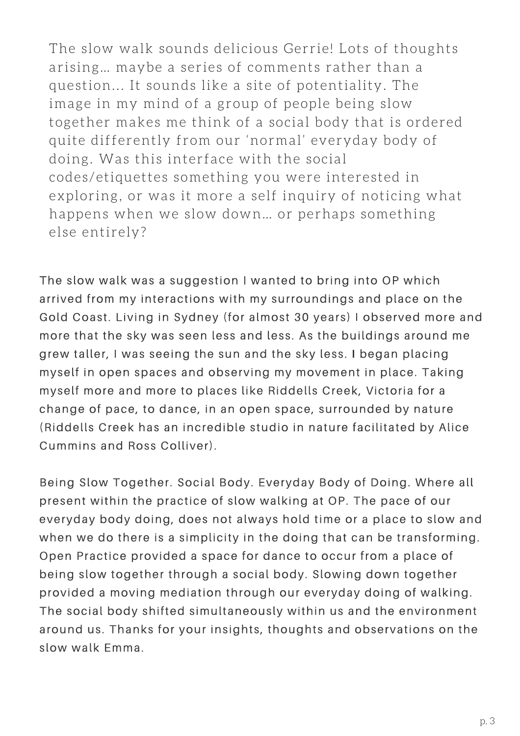The slow walk sounds delicious Gerrie! Lots of thoughts arising… maybe a series of comments rather than a question... It sounds like a site of potentiality. The image in my mind of a group of people being slow together makes me think of a social body that is ordered quite differently from our 'normal' everyday body of doing. Was this interface with the social codes/etiquettes something you were interested in exploring, or was it more a self inquiry of noticing what happens when we slow down… or perhaps something else entirely?

The slow walk was a suggestion I wanted to bring into OP which arrived from my interactions with my surroundings and place on the Gold Coast. Living in Sydney (for almost 30 years) I observed more and more that the sky was seen less and less. As the buildings around me grew taller, I was seeing the sun and the sky less. I began placing myself in open spaces and observing my movement in place. Taking myself more and more to places like Riddells Creek, Victoria for a change of pace, to dance, in an open space, surrounded by nature (Riddells Creek has an incredible studio in nature facilitated by Alice Cummins and Ross Colliver).

Being Slow Together. Social Body. Everyday Body of Doing. Where all present within the practice of slow walking at OP. The pace of our everyday body doing, does not always hold time or a place to slow and when we do there is a simplicity in the doing that can be transforming. Open Practice provided a space for dance to occur from a place of being slow together through a social body. Slowing down together provided a moving mediation through our everyday doing of walking. The social body shifted simultaneously within us and the environment around us. Thanks for your insights, thoughts and observations on the slow walk Emma.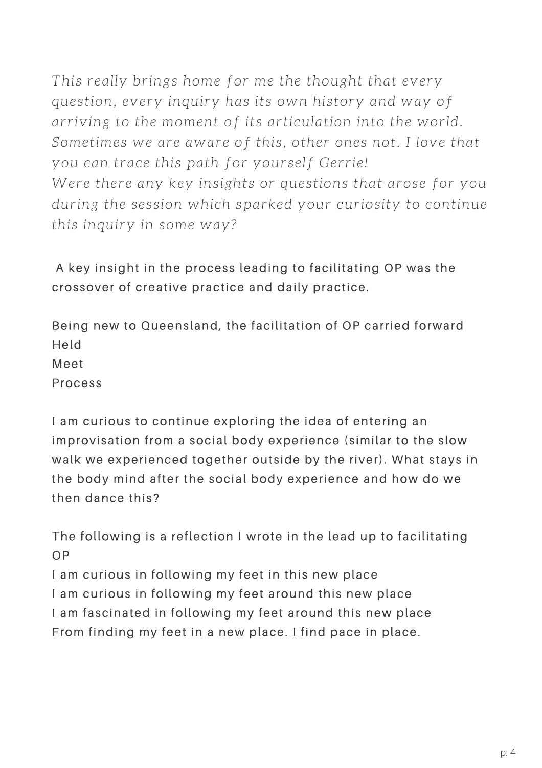*This really brings home for me the thought that every question, every inquiry has its own history and way of arriving to the moment of its articulation into the world. Sometimes we are aware of this, other ones not. I love that you can trace this path for yourself Gerrie!*
*Were there any key insights or questions that arose for you during the session which sparked your curiosity to continue this inquiry in some way?*

A key insight in the process leading to facilitating OP was the crossover of creative practice and daily practice.

Being new to Queensland, the facilitation of OP carried forward
Held
Meet
Process

I am curious to continue exploring the idea of entering an improvisation from a social body experience (similar to the slow walk we experienced together outside by the river). What stays in the body mind after the social body experience and how do we then dance this?

The following is a reflection I wrote in the lead up to facilitating OP
I am curious in following my feet in this new place
I am curious in following my feet around this new place
I am fascinated in following my feet around this new place
From finding my feet in a new place. I find pace in place.